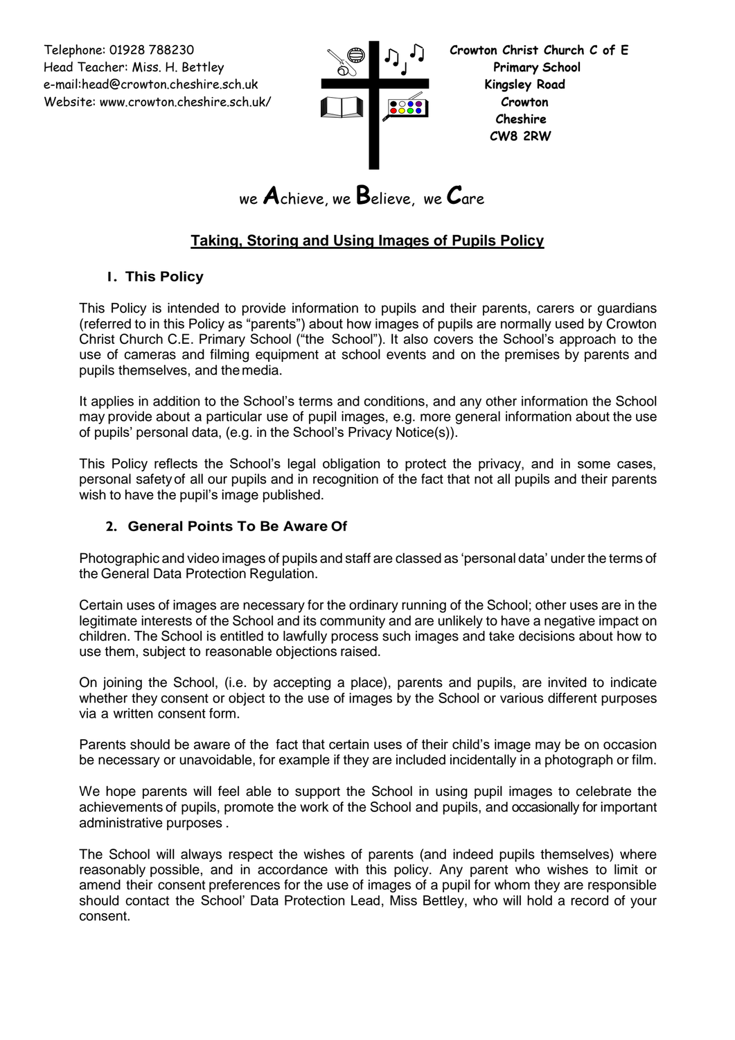Telephone: 01928 788230
Head Teacher: Miss. H. Bettley
e-mail:head@crowton.cheshire.sch.uk
Website: www.crowton.cheshire.sch.uk/

**Crowton Christ Church C of E Primary School**
**Kingsley Road**
**Crowton**
**Cheshire**
**CW8 2RW**

we **A**chieve, we **B**elieve, we **C**are

# Taking, Storing and Using Images of Pupils Policy

## 1. This Policy

This Policy is intended to provide information to pupils and their parents, carers or guardians (referred to in this Policy as "parents") about how images of pupils are normally used by Crowton Christ Church C.E. Primary School ("the School"). It also covers the School's approach to the use of cameras and filming equipment at school events and on the premises by parents and pupils themselves, and the media.

It applies in addition to the School's terms and conditions, and any other information the School may provide about a particular use of pupil images, e.g. more general information about the use of pupils' personal data, (e.g. in the School's Privacy Notice(s)).

This Policy reflects the School's legal obligation to protect the privacy, and in some cases, personal safety of all our pupils and in recognition of the fact that not all pupils and their parents wish to have the pupil's image published.

## 2. General Points To Be Aware Of

Photographic and video images of pupils and staff are classed as 'personal data' under the terms of the General Data Protection Regulation.

Certain uses of images are necessary for the ordinary running of the School; other uses are in the legitimate interests of the School and its community and are unlikely to have a negative impact on children. The School is entitled to lawfully process such images and take decisions about how to use them, subject to reasonable objections raised.

On joining the School, (i.e. by accepting a place), parents and pupils, are invited to indicate whether they consent or object to the use of images by the School or various different purposes via a written consent form.

Parents should be aware of the fact that certain uses of their child's image may be on occasion be necessary or unavoidable, for example if they are included incidentally in a photograph or film.

We hope parents will feel able to support the School in using pupil images to celebrate the achievements of pupils, promote the work of the School and pupils, and occasionally for important administrative purposes .

The School will always respect the wishes of parents (and indeed pupils themselves) where reasonably possible, and in accordance with this policy. Any parent who wishes to limit or amend their consent preferences for the use of images of a pupil for whom they are responsible should contact the School' Data Protection Lead, Miss Bettley, who will hold a record of your consent.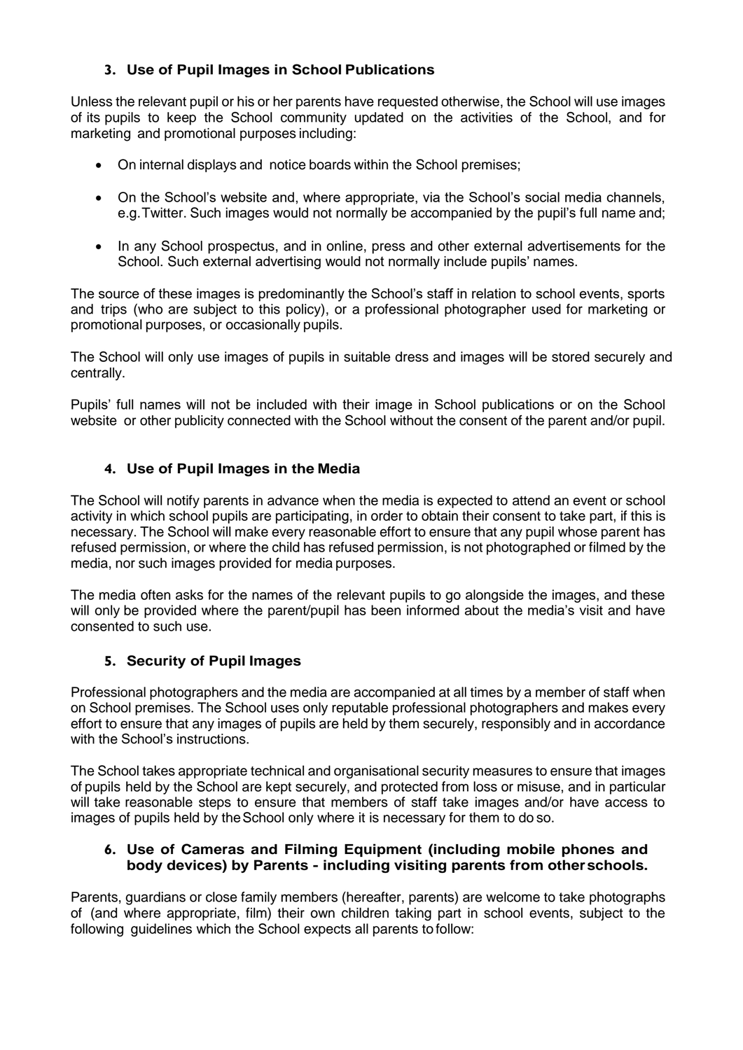## 3. Use of Pupil Images in School Publications

Unless the relevant pupil or his or her parents have requested otherwise, the School will use images of its pupils to keep the School community updated on the activities of the School, and for marketing and promotional purposes including:

- On internal displays and notice boards within the School premises;
- On the School's website and, where appropriate, via the School's social media channels, e.g. Twitter. Such images would not normally be accompanied by the pupil's full name and;
- In any School prospectus, and in online, press and other external advertisements for the School. Such external advertising would not normally include pupils' names.

The source of these images is predominantly the School's staff in relation to school events, sports and trips (who are subject to this policy), or a professional photographer used for marketing or promotional purposes, or occasionally pupils.

The School will only use images of pupils in suitable dress and images will be stored securely and centrally.

Pupils' full names will not be included with their image in School publications or on the School website or other publicity connected with the School without the consent of the parent and/or pupil.

## 4. Use of Pupil Images in the Media

The School will notify parents in advance when the media is expected to attend an event or school activity in which school pupils are participating, in order to obtain their consent to take part, if this is necessary. The School will make every reasonable effort to ensure that any pupil whose parent has refused permission, or where the child has refused permission, is not photographed or filmed by the media, nor such images provided for media purposes.

The media often asks for the names of the relevant pupils to go alongside the images, and these will only be provided where the parent/pupil has been informed about the media's visit and have consented to such use.

## 5. Security of Pupil Images

Professional photographers and the media are accompanied at all times by a member of staff when on School premises. The School uses only reputable professional photographers and makes every effort to ensure that any images of pupils are held by them securely, responsibly and in accordance with the School's instructions.

The School takes appropriate technical and organisational security measures to ensure that images of pupils held by the School are kept securely, and protected from loss or misuse, and in particular will take reasonable steps to ensure that members of staff take images and/or have access to images of pupils held by the School only where it is necessary for them to do so.

## 6. Use of Cameras and Filming Equipment (including mobile phones and body devices) by Parents - including visiting parents from other schools.

Parents, guardians or close family members (hereafter, parents) are welcome to take photographs of (and where appropriate, film) their own children taking part in school events, subject to the following guidelines which the School expects all parents to follow: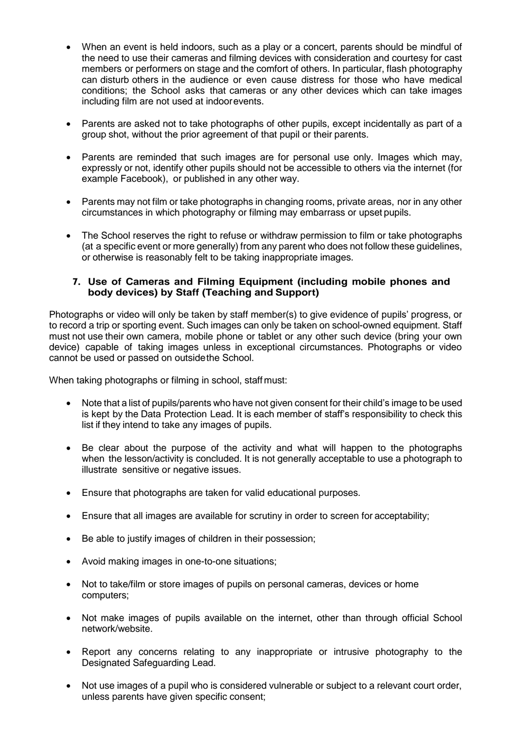- When an event is held indoors, such as a play or a concert, parents should be mindful of the need to use their cameras and filming devices with consideration and courtesy for cast members or performers on stage and the comfort of others. In particular, flash photography can disturb others in the audience or even cause distress for those who have medical conditions; the School asks that cameras or any other devices which can take images including film are not used at indoor events.

- Parents are asked not to take photographs of other pupils, except incidentally as part of a group shot, without the prior agreement of that pupil or their parents.

- Parents are reminded that such images are for personal use only. Images which may, expressly or not, identify other pupils should not be accessible to others via the internet (for example Facebook), or published in any other way.

- Parents may not film or take photographs in changing rooms, private areas, nor in any other circumstances in which photography or filming may embarrass or upset pupils.

- The School reserves the right to refuse or withdraw permission to film or take photographs (at a specific event or more generally) from any parent who does not follow these guidelines, or otherwise is reasonably felt to be taking inappropriate images.

### 7. Use of Cameras and Filming Equipment (including mobile phones and body devices) by Staff (Teaching and Support)

Photographs or video will only be taken by staff member(s) to give evidence of pupils' progress, or to record a trip or sporting event. Such images can only be taken on school-owned equipment. Staff must not use their own camera, mobile phone or tablet or any other such device (bring your own device) capable of taking images unless in exceptional circumstances. Photographs or video cannot be used or passed on outside the School.

When taking photographs or filming in school, staff must:

- Note that a list of pupils/parents who have not given consent for their child's image to be used is kept by the Data Protection Lead. It is each member of staff's responsibility to check this list if they intend to take any images of pupils.

- Be clear about the purpose of the activity and what will happen to the photographs when the lesson/activity is concluded. It is not generally acceptable to use a photograph to illustrate sensitive or negative issues.

- Ensure that photographs are taken for valid educational purposes.

- Ensure that all images are available for scrutiny in order to screen for acceptability;

- Be able to justify images of children in their possession;

- Avoid making images in one-to-one situations;

- Not to take/film or store images of pupils on personal cameras, devices or home computers;

- Not make images of pupils available on the internet, other than through official School network/website.

- Report any concerns relating to any inappropriate or intrusive photography to the Designated Safeguarding Lead.

- Not use images of a pupil who is considered vulnerable or subject to a relevant court order, unless parents have given specific consent;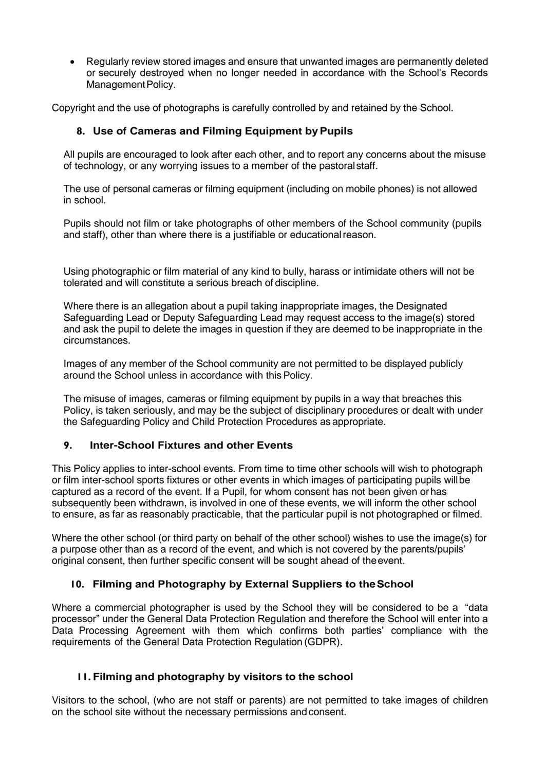- Regularly review stored images and ensure that unwanted images are permanently deleted or securely destroyed when no longer needed in accordance with the School's Records Management Policy.

Copyright and the use of photographs is carefully controlled by and retained by the School.

## 8. Use of Cameras and Filming Equipment by Pupils

All pupils are encouraged to look after each other, and to report any concerns about the misuse of technology, or any worrying issues to a member of the pastoral staff.

The use of personal cameras or filming equipment (including on mobile phones) is not allowed in school.

Pupils should not film or take photographs of other members of the School community (pupils and staff), other than where there is a justifiable or educational reason.

Using photographic or film material of any kind to bully, harass or intimidate others will not be tolerated and will constitute a serious breach of discipline.

Where there is an allegation about a pupil taking inappropriate images, the Designated Safeguarding Lead or Deputy Safeguarding Lead may request access to the image(s) stored and ask the pupil to delete the images in question if they are deemed to be inappropriate in the circumstances.

Images of any member of the School community are not permitted to be displayed publicly around the School unless in accordance with this Policy.

The misuse of images, cameras or filming equipment by pupils in a way that breaches this Policy, is taken seriously, and may be the subject of disciplinary procedures or dealt with under the Safeguarding Policy and Child Protection Procedures as appropriate.

## 9. Inter-School Fixtures and other Events

This Policy applies to inter-school events. From time to time other schools will wish to photograph or film inter-school sports fixtures or other events in which images of participating pupils will be captured as a record of the event. If a Pupil, for whom consent has not been given or has subsequently been withdrawn, is involved in one of these events, we will inform the other school to ensure, as far as reasonably practicable, that the particular pupil is not photographed or filmed.

Where the other school (or third party on behalf of the other school) wishes to use the image(s) for a purpose other than as a record of the event, and which is not covered by the parents/pupils' original consent, then further specific consent will be sought ahead of the event.

## 10. Filming and Photography by External Suppliers to the School

Where a commercial photographer is used by the School they will be considered to be a "data processor" under the General Data Protection Regulation and therefore the School will enter into a Data Processing Agreement with them which confirms both parties' compliance with the requirements of the General Data Protection Regulation (GDPR).

## 11. Filming and photography by visitors to the school

Visitors to the school, (who are not staff or parents) are not permitted to take images of children on the school site without the necessary permissions and consent.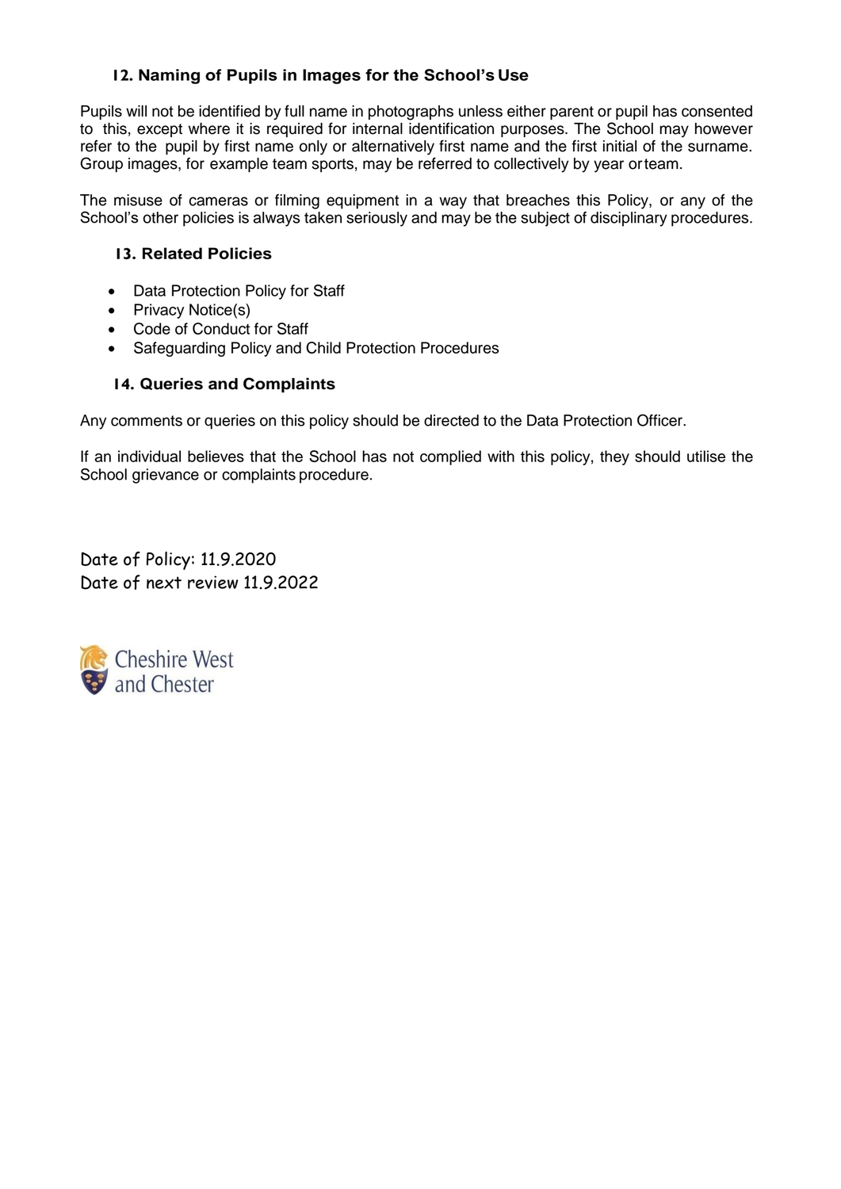## 12. Naming of Pupils in Images for the School's Use

Pupils will not be identified by full name in photographs unless either parent or pupil has consented to this, except where it is required for internal identification purposes. The School may however refer to the pupil by first name only or alternatively first name and the first initial of the surname. Group images, for example team sports, may be referred to collectively by year or team.

The misuse of cameras or filming equipment in a way that breaches this Policy, or any of the School's other policies is always taken seriously and may be the subject of disciplinary procedures.

## 13. Related Policies

- Data Protection Policy for Staff
- Privacy Notice(s)
- Code of Conduct for Staff
- Safeguarding Policy and Child Protection Procedures

## 14. Queries and Complaints

Any comments or queries on this policy should be directed to the Data Protection Officer.

If an individual believes that the School has not complied with this policy, they should utilise the School grievance or complaints procedure.

Date of Policy: 11.9.2020
Date of next review 11.9.2022

Cheshire West and Chester